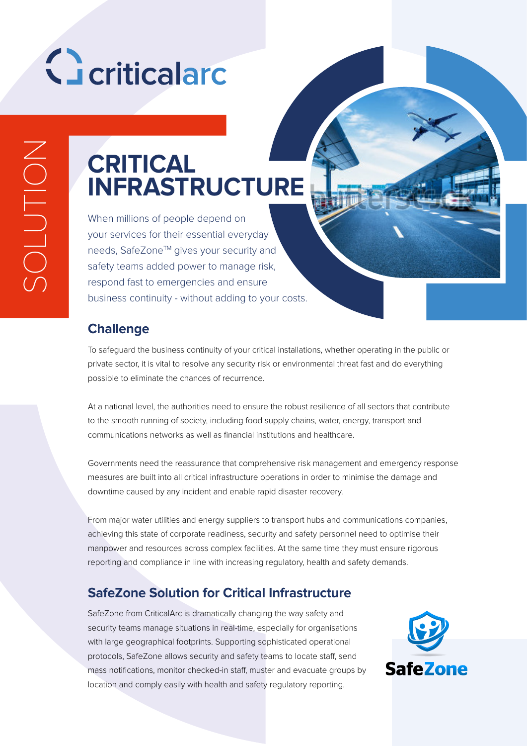criticalarc

SOLUTION

# CRITICAL INFRASTRUCTURE

When millions of people depend on your services for their essential everyday needs, SafeZone™ gives your security and safety teams added power to manage risk, respond fast to emergencies and ensure business continuity - without adding to your costs.

## Challenge

To safeguard the business continuity of your critical installations, whether operating in the public or private sector, it is vital to resolve any security risk or environmental threat fast and do everything possible to eliminate the chances of recurrence.

At a national level, the authorities need to ensure the robust resilience of all sectors that contribute to the smooth running of society, including food supply chains, water, energy, transport and communications networks as well as financial institutions and healthcare.

Governments need the reassurance that comprehensive risk management and emergency response measures are built into all critical infrastructure operations in order to minimise the damage and downtime caused by any incident and enable rapid disaster recovery.

From major water utilities and energy suppliers to transport hubs and communications companies, achieving this state of corporate readiness, security and safety personnel need to optimise their manpower and resources across complex facilities. At the same time they must ensure rigorous reporting and compliance in line with increasing regulatory, health and safety demands.

## SafeZone Solution for Critical Infrastructure

SafeZone from CriticalArc is dramatically changing the way safety and security teams manage situations in real-time, especially for organisations with large geographical footprints. Supporting sophisticated operational protocols, SafeZone allows security and safety teams to locate staff, send mass notifications, monitor checked-in staff, muster and evacuate groups by location and comply easily with health and safety regulatory reporting.

SafeZone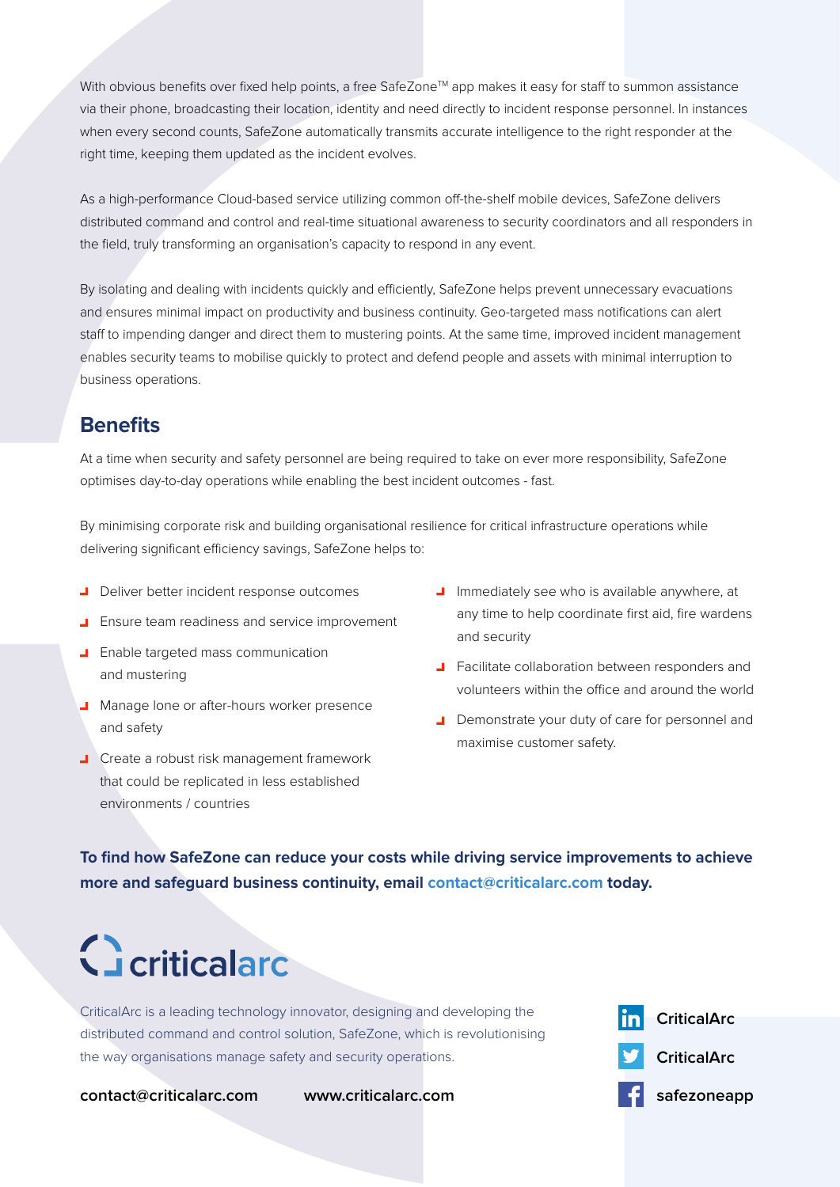With obvious benefits over fixed help points, a free SafeZone™ app makes it easy for staff to summon assistance via their phone, broadcasting their location, identity and need directly to incident response personnel. In instances when every second counts, SafeZone automatically transmits accurate intelligence to the right responder at the right time, keeping them updated as the incident evolves.

As a high-performance Cloud-based service utilizing common off-the-shelf mobile devices, SafeZone delivers distributed command and control and real-time situational awareness to security coordinators and all responders in the field, truly transforming an organisation's capacity to respond in any event.

By isolating and dealing with incidents quickly and efficiently, SafeZone helps prevent unnecessary evacuations and ensures minimal impact on productivity and business continuity. Geo-targeted mass notifications can alert staff to impending danger and direct them to mustering points. At the same time, improved incident management enables security teams to mobilise quickly to protect and defend people and assets with minimal interruption to business operations.

## Benefits

At a time when security and safety personnel are being required to take on ever more responsibility, SafeZone optimises day-to-day operations while enabling the best incident outcomes - fast.

By minimising corporate risk and building organisational resilience for critical infrastructure operations while delivering significant efficiency savings, SafeZone helps to:

- Deliver better incident response outcomes
- Ensure team readiness and service improvement
- Enable targeted mass communication and mustering
- Manage lone or after-hours worker presence and safety
- Create a robust risk management framework that could be replicated in less established environments / countries
- Immediately see who is available anywhere, at any time to help coordinate first aid, fire wardens and security
- Facilitate collaboration between responders and volunteers within the office and around the world
- Demonstrate your duty of care for personnel and maximise customer safety.

**To find how SafeZone can reduce your costs while driving service improvements to achieve more and safeguard business continuity, email contact@criticalarc.com today.**

criticalarc

CriticalArc is a leading technology innovator, designing and developing the distributed command and control solution, SafeZone, which is revolutionising the way organisations manage safety and security operations.

**contact@criticalarc.com** **www.criticalarc.com**

**CriticalArc**

**CriticalArc**

**safezoneapp**